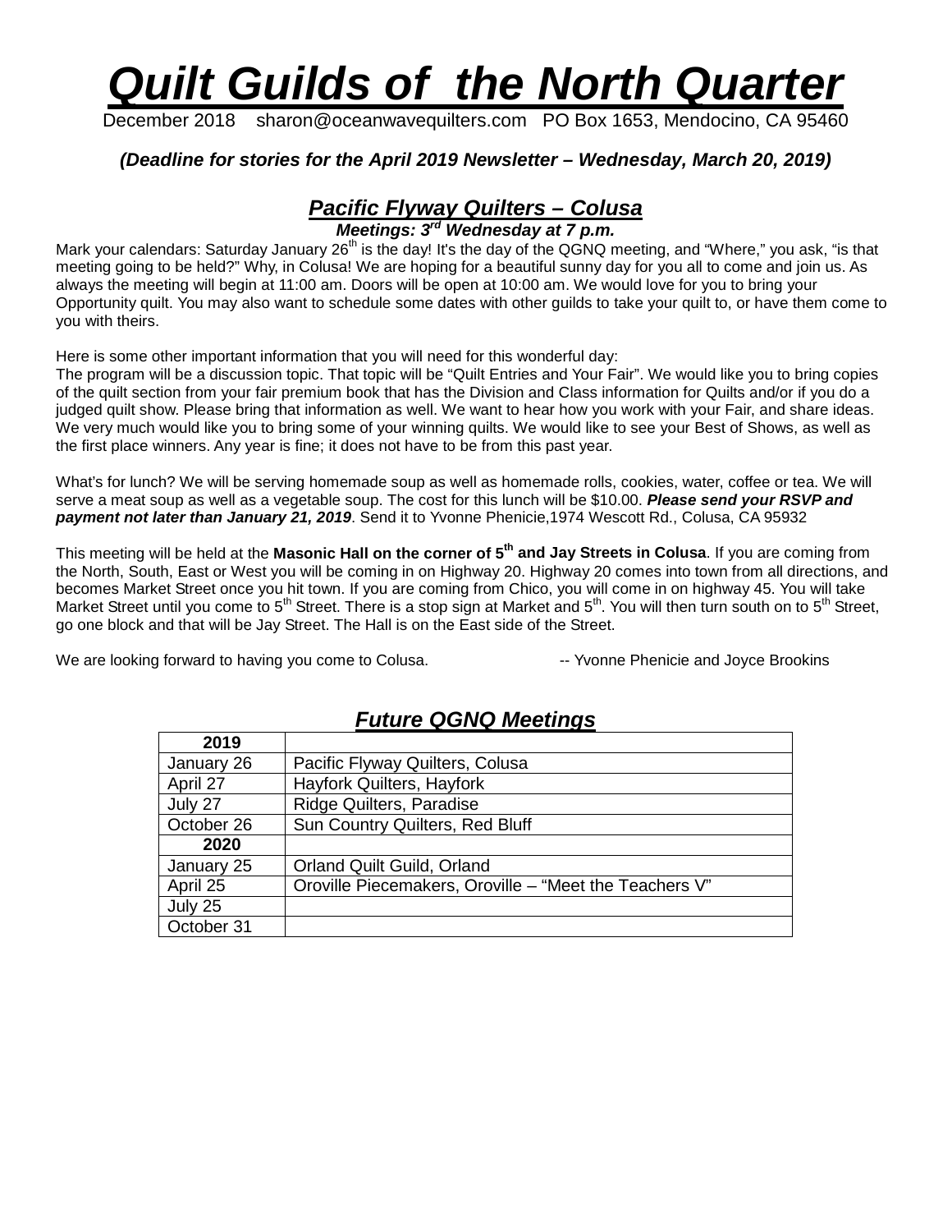# *Quilt Guilds of the North Quarter*

December 2018 sharon@oceanwavequilters.com PO Box 1653, Mendocino, CA 95460

***(Deadline for stories for the April 2019 Newsletter – Wednesday, March 20, 2019)***

## *Pacific Flyway Quilters – Colusa*

***Meetings: 3rd Wednesday at 7 p.m.***

Mark your calendars: Saturday January 26th is the day! It's the day of the QGNQ meeting, and "Where," you ask, "is that meeting going to be held?" Why, in Colusa! We are hoping for a beautiful sunny day for you all to come and join us. As always the meeting will begin at 11:00 am. Doors will be open at 10:00 am. We would love for you to bring your Opportunity quilt. You may also want to schedule some dates with other guilds to take your quilt to, or have them come to you with theirs.

Here is some other important information that you will need for this wonderful day:
The program will be a discussion topic. That topic will be "Quilt Entries and Your Fair". We would like you to bring copies of the quilt section from your fair premium book that has the Division and Class information for Quilts and/or if you do a judged quilt show. Please bring that information as well. We want to hear how you work with your Fair, and share ideas. We very much would like you to bring some of your winning quilts. We would like to see your Best of Shows, as well as the first place winners. Any year is fine; it does not have to be from this past year.

What's for lunch? We will be serving homemade soup as well as homemade rolls, cookies, water, coffee or tea. We will serve a meat soup as well as a vegetable soup. The cost for this lunch will be $10.00. ***Please send your RSVP and payment not later than January 21, 2019***. Send it to Yvonne Phenicie,1974 Wescott Rd., Colusa, CA 95932

This meeting will be held at the **Masonic Hall on the corner of 5th and Jay Streets in Colusa**. If you are coming from the North, South, East or West you will be coming in on Highway 20. Highway 20 comes into town from all directions, and becomes Market Street once you hit town. If you are coming from Chico, you will come in on highway 45. You will take Market Street until you come to 5th Street. There is a stop sign at Market and 5th. You will then turn south on to 5th Street, go one block and that will be Jay Street. The Hall is on the East side of the Street.

We are looking forward to having you come to Colusa. -- Yvonne Phenicie and Joyce Brookins

## *Future QGNQ Meetings*

| 2019 | |
|---|---|
| January 26 | Pacific Flyway Quilters, Colusa |
| April 27 | Hayfork Quilters, Hayfork |
| July 27 | Ridge Quilters, Paradise |
| October 26 | Sun Country Quilters, Red Bluff |
| **2020** | |
| January 25 | Orland Quilt Guild, Orland |
| April 25 | Oroville Piecemakers, Oroville – "Meet the Teachers V" |
| July 25 | |
| October 31 | |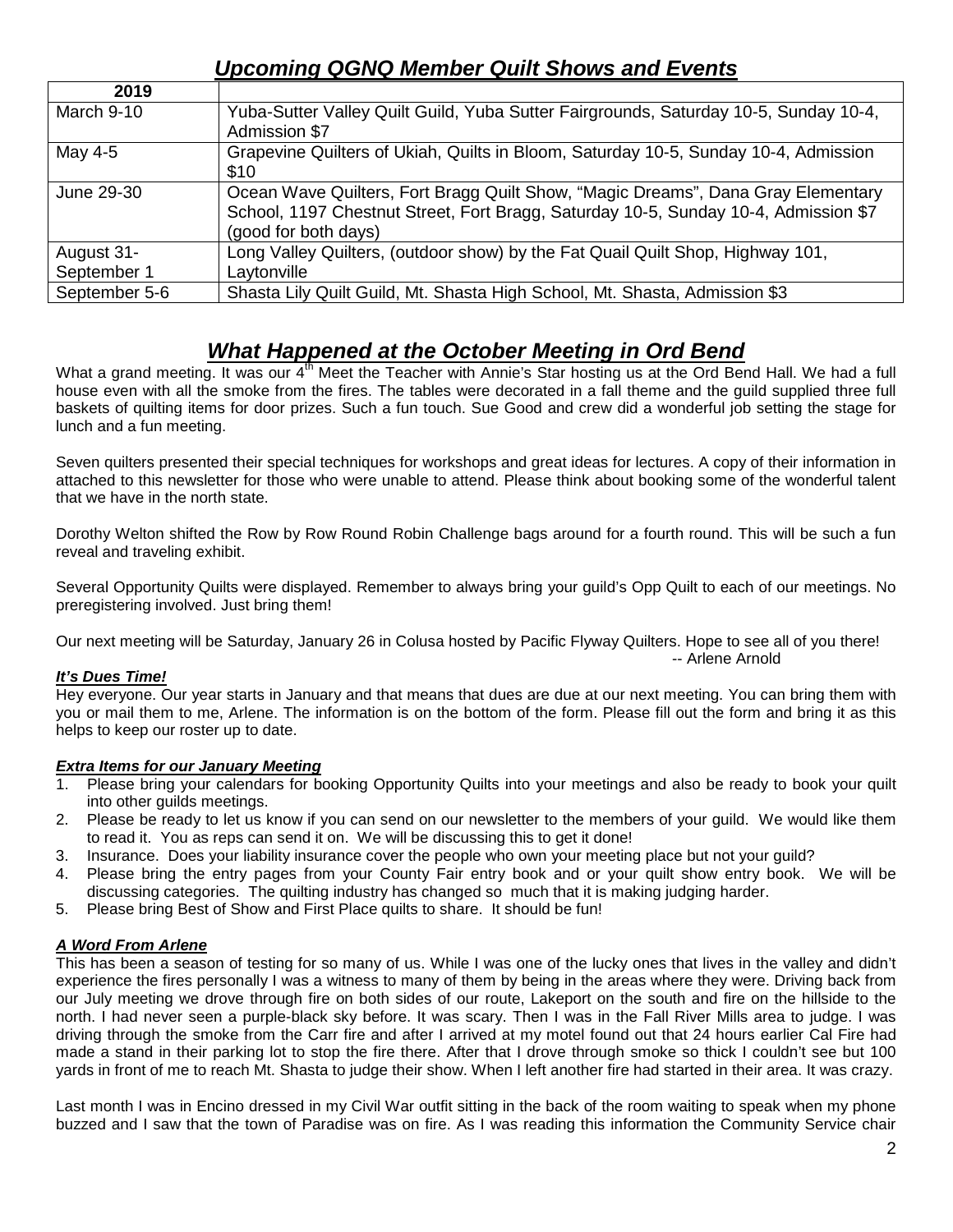## ***Upcoming QGNQ Member Quilt Shows and Events***

| 2019 | |
|---|---|
| March 9-10 | Yuba-Sutter Valley Quilt Guild, Yuba Sutter Fairgrounds, Saturday 10-5, Sunday 10-4, Admission $7 |
| May 4-5 | Grapevine Quilters of Ukiah, Quilts in Bloom, Saturday 10-5, Sunday 10-4, Admission $10 |
| June 29-30 | Ocean Wave Quilters, Fort Bragg Quilt Show, “Magic Dreams”, Dana Gray Elementary School, 1197 Chestnut Street, Fort Bragg, Saturday 10-5, Sunday 10-4, Admission $7 (good for both days) |
| August 31-September 1 | Long Valley Quilters, (outdoor show) by the Fat Quail Quilt Shop, Highway 101, Laytonville |
| September 5-6 | Shasta Lily Quilt Guild, Mt. Shasta High School, Mt. Shasta, Admission $3 |

## ***What Happened at the October Meeting in Ord Bend***

What a grand meeting. It was our 4th Meet the Teacher with Annie's Star hosting us at the Ord Bend Hall. We had a full house even with all the smoke from the fires. The tables were decorated in a fall theme and the guild supplied three full baskets of quilting items for door prizes. Such a fun touch. Sue Good and crew did a wonderful job setting the stage for lunch and a fun meeting.

Seven quilters presented their special techniques for workshops and great ideas for lectures. A copy of their information in attached to this newsletter for those who were unable to attend. Please think about booking some of the wonderful talent that we have in the north state.

Dorothy Welton shifted the Row by Row Round Robin Challenge bags around for a fourth round. This will be such a fun reveal and traveling exhibit.

Several Opportunity Quilts were displayed. Remember to always bring your guild's Opp Quilt to each of our meetings. No preregistering involved. Just bring them!

Our next meeting will be Saturday, January 26 in Colusa hosted by Pacific Flyway Quilters. Hope to see all of you there!

-- Arlene Arnold

***It's Dues Time!***

Hey everyone. Our year starts in January and that means that dues are due at our next meeting. You can bring them with you or mail them to me, Arlene. The information is on the bottom of the form. Please fill out the form and bring it as this helps to keep our roster up to date.

***Extra Items for our January Meeting***

1. Please bring your calendars for booking Opportunity Quilts into your meetings and also be ready to book your quilt into other guilds meetings.
2. Please be ready to let us know if you can send on our newsletter to the members of your guild. We would like them to read it. You as reps can send it on. We will be discussing this to get it done!
3. Insurance. Does your liability insurance cover the people who own your meeting place but not your guild?
4. Please bring the entry pages from your County Fair entry book and or your quilt show entry book. We will be discussing categories. The quilting industry has changed so much that it is making judging harder.
5. Please bring Best of Show and First Place quilts to share. It should be fun!

***A Word From Arlene***

This has been a season of testing for so many of us. While I was one of the lucky ones that lives in the valley and didn't experience the fires personally I was a witness to many of them by being in the areas where they were. Driving back from our July meeting we drove through fire on both sides of our route, Lakeport on the south and fire on the hillside to the north. I had never seen a purple-black sky before. It was scary. Then I was in the Fall River Mills area to judge. I was driving through the smoke from the Carr fire and after I arrived at my motel found out that 24 hours earlier Cal Fire had made a stand in their parking lot to stop the fire there. After that I drove through smoke so thick I couldn't see but 100 yards in front of me to reach Mt. Shasta to judge their show. When I left another fire had started in their area. It was crazy.

Last month I was in Encino dressed in my Civil War outfit sitting in the back of the room waiting to speak when my phone buzzed and I saw that the town of Paradise was on fire. As I was reading this information the Community Service chair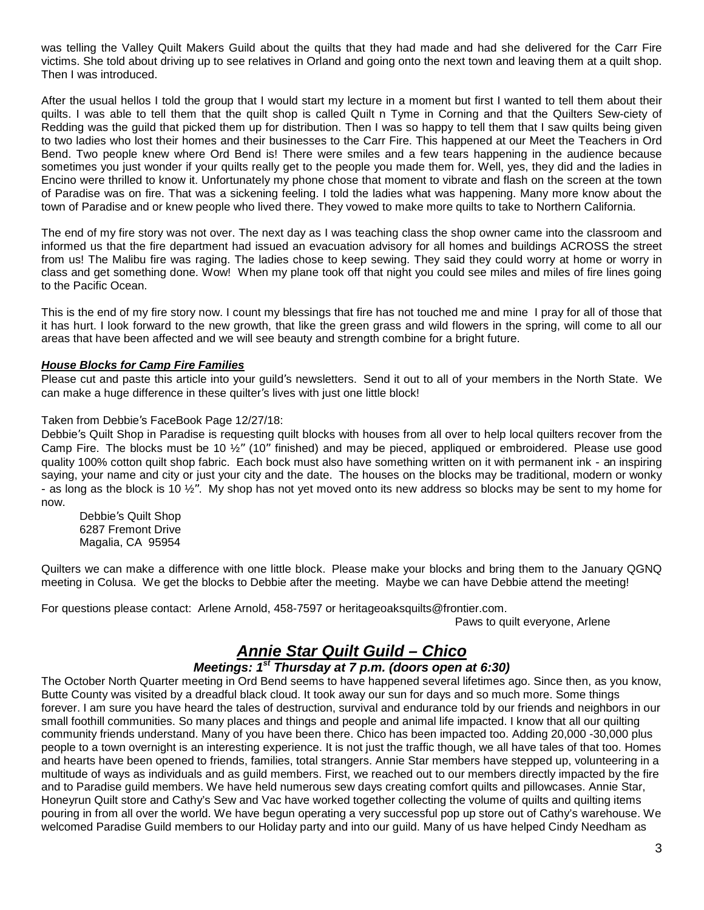was telling the Valley Quilt Makers Guild about the quilts that they had made and had she delivered for the Carr Fire victims. She told about driving up to see relatives in Orland and going onto the next town and leaving them at a quilt shop. Then I was introduced.

After the usual hellos I told the group that I would start my lecture in a moment but first I wanted to tell them about their quilts. I was able to tell them that the quilt shop is called Quilt n Tyme in Corning and that the Quilters Sew-ciety of Redding was the guild that picked them up for distribution. Then I was so happy to tell them that I saw quilts being given to two ladies who lost their homes and their businesses to the Carr Fire. This happened at our Meet the Teachers in Ord Bend. Two people knew where Ord Bend is! There were smiles and a few tears happening in the audience because sometimes you just wonder if your quilts really get to the people you made them for. Well, yes, they did and the ladies in Encino were thrilled to know it. Unfortunately my phone chose that moment to vibrate and flash on the screen at the town of Paradise was on fire. That was a sickening feeling. I told the ladies what was happening. Many more know about the town of Paradise and or knew people who lived there. They vowed to make more quilts to take to Northern California.

The end of my fire story was not over. The next day as I was teaching class the shop owner came into the classroom and informed us that the fire department had issued an evacuation advisory for all homes and buildings ACROSS the street from us! The Malibu fire was raging. The ladies chose to keep sewing. They said they could worry at home or worry in class and get something done. Wow! When my plane took off that night you could see miles and miles of fire lines going to the Pacific Ocean.

This is the end of my fire story now. I count my blessings that fire has not touched me and mine I pray for all of those that it has hurt. I look forward to the new growth, that like the green grass and wild flowers in the spring, will come to all our areas that have been affected and we will see beauty and strength combine for a bright future.

***House Blocks for Camp Fire Families***

Please cut and paste this article into your guild′s newsletters. Send it out to all of your members in the North State. We can make a huge difference in these quilter′s lives with just one little block!

Taken from Debbie′s FaceBook Page 12/27/18:

Debbie′s Quilt Shop in Paradise is requesting quilt blocks with houses from all over to help local quilters recover from the Camp Fire. The blocks must be 10 ½″ (10″ finished) and may be pieced, appliqued or embroidered. Please use good quality 100% cotton quilt shop fabric. Each bock must also have something written on it with permanent ink - an inspiring saying, your name and city or just your city and the date. The houses on the blocks may be traditional, modern or wonky - as long as the block is 10 ½″. My shop has not yet moved onto its new address so blocks may be sent to my home for now.

Debbie′s Quilt Shop
6287 Fremont Drive
Magalia, CA 95954

Quilters we can make a difference with one little block. Please make your blocks and bring them to the January QGNQ meeting in Colusa. We get the blocks to Debbie after the meeting. Maybe we can have Debbie attend the meeting!

For questions please contact: Arlene Arnold, 458-7597 or heritageoaksquilts@frontier.com.

Paws to quilt everyone, Arlene

## ***Annie Star Quilt Guild – Chico***

### ***Meetings: 1st Thursday at 7 p.m. (doors open at 6:30)***

The October North Quarter meeting in Ord Bend seems to have happened several lifetimes ago. Since then, as you know, Butte County was visited by a dreadful black cloud. It took away our sun for days and so much more. Some things forever. I am sure you have heard the tales of destruction, survival and endurance told by our friends and neighbors in our small foothill communities. So many places and things and people and animal life impacted. I know that all our quilting community friends understand. Many of you have been there. Chico has been impacted too. Adding 20,000 -30,000 plus people to a town overnight is an interesting experience. It is not just the traffic though, we all have tales of that too. Homes and hearts have been opened to friends, families, total strangers. Annie Star members have stepped up, volunteering in a multitude of ways as individuals and as guild members. First, we reached out to our members directly impacted by the fire and to Paradise guild members. We have held numerous sew days creating comfort quilts and pillowcases. Annie Star, Honeyrun Quilt store and Cathy's Sew and Vac have worked together collecting the volume of quilts and quilting items pouring in from all over the world. We have begun operating a very successful pop up store out of Cathy's warehouse. We welcomed Paradise Guild members to our Holiday party and into our guild. Many of us have helped Cindy Needham as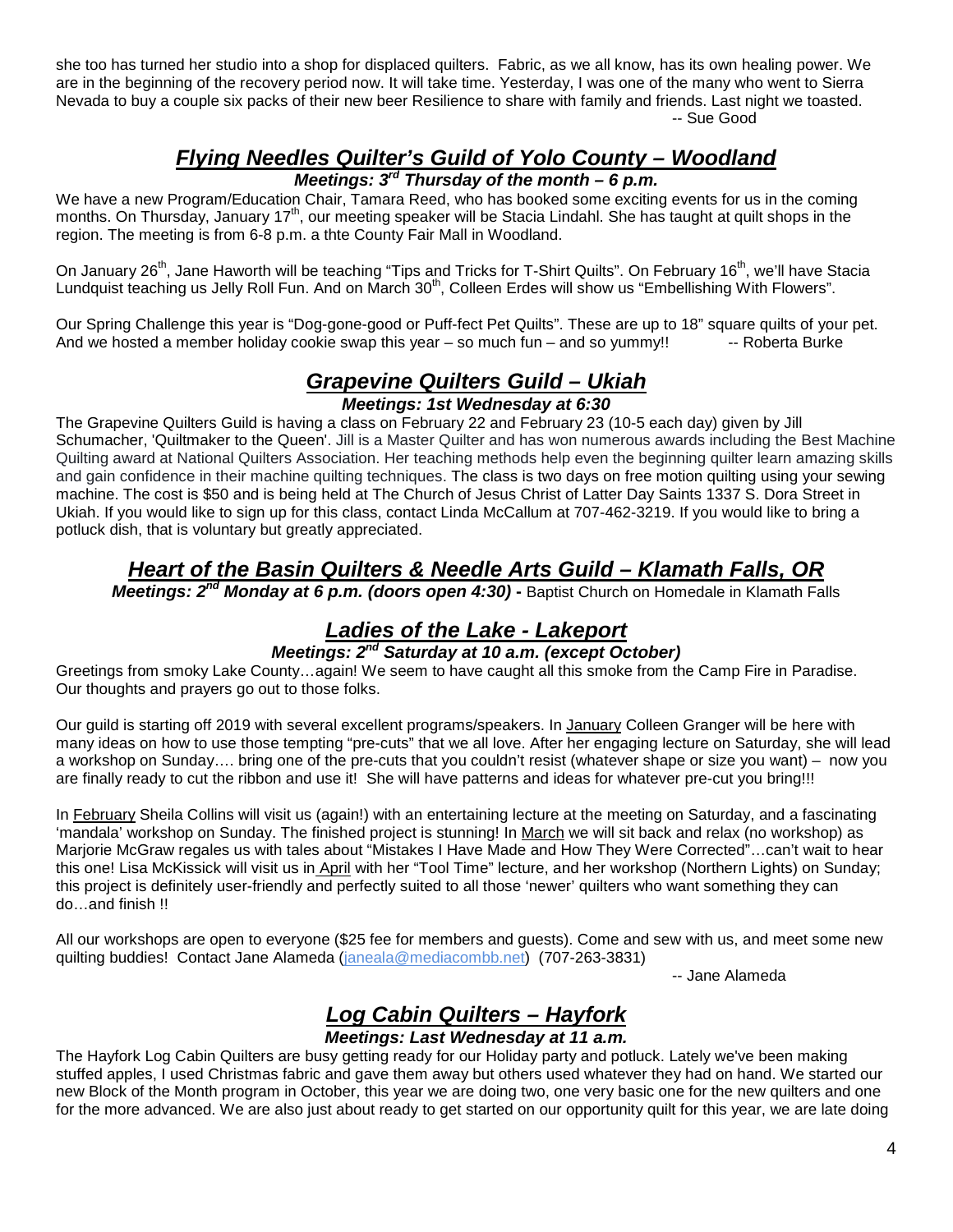she too has turned her studio into a shop for displaced quilters. Fabric, as we all know, has its own healing power. We are in the beginning of the recovery period now. It will take time. Yesterday, I was one of the many who went to Sierra Nevada to buy a couple six packs of their new beer Resilience to share with family and friends. Last night we toasted.

-- Sue Good

## ***Flying Needles Quilter's Guild of Yolo County – Woodland***

***Meetings: 3rd Thursday of the month – 6 p.m.***

We have a new Program/Education Chair, Tamara Reed, who has booked some exciting events for us in the coming months. On Thursday, January 17th, our meeting speaker will be Stacia Lindahl. She has taught at quilt shops in the region. The meeting is from 6-8 p.m. a thte County Fair Mall in Woodland.

On January 26th, Jane Haworth will be teaching "Tips and Tricks for T-Shirt Quilts". On February 16th, we'll have Stacia Lundquist teaching us Jelly Roll Fun. And on March 30th, Colleen Erdes will show us "Embellishing With Flowers".

Our Spring Challenge this year is "Dog-gone-good or Puff-fect Pet Quilts". These are up to 18" square quilts of your pet. And we hosted a member holiday cookie swap this year – so much fun – and so yummy!! -- Roberta Burke

## ***Grapevine Quilters Guild – Ukiah***

***Meetings: 1st Wednesday at 6:30***

The Grapevine Quilters Guild is having a class on February 22 and February 23 (10-5 each day) given by Jill Schumacher, 'Quiltmaker to the Queen'. Jill is a Master Quilter and has won numerous awards including the Best Machine Quilting award at National Quilters Association. Her teaching methods help even the beginning quilter learn amazing skills and gain confidence in their machine quilting techniques. The class is two days on free motion quilting using your sewing machine. The cost is $50 and is being held at The Church of Jesus Christ of Latter Day Saints 1337 S. Dora Street in Ukiah. If you would like to sign up for this class, contact Linda McCallum at 707-462-3219. If you would like to bring a potluck dish, that is voluntary but greatly appreciated.

## ***Heart of the Basin Quilters & Needle Arts Guild – Klamath Falls, OR***

***Meetings: 2nd Monday at 6 p.m. (doors open 4:30) -*** Baptist Church on Homedale in Klamath Falls

## ***Ladies of the Lake - Lakeport***

***Meetings: 2nd Saturday at 10 a.m. (except October)***

Greetings from smoky Lake County…again! We seem to have caught all this smoke from the Camp Fire in Paradise. Our thoughts and prayers go out to those folks.

Our guild is starting off 2019 with several excellent programs/speakers. In January Colleen Granger will be here with many ideas on how to use those tempting "pre-cuts" that we all love. After her engaging lecture on Saturday, she will lead a workshop on Sunday…. bring one of the pre-cuts that you couldn't resist (whatever shape or size you want) – now you are finally ready to cut the ribbon and use it! She will have patterns and ideas for whatever pre-cut you bring!!!

In February Sheila Collins will visit us (again!) with an entertaining lecture at the meeting on Saturday, and a fascinating 'mandala' workshop on Sunday. The finished project is stunning! In March we will sit back and relax (no workshop) as Marjorie McGraw regales us with tales about "Mistakes I Have Made and How They Were Corrected"…can't wait to hear this one! Lisa McKissick will visit us in April with her "Tool Time" lecture, and her workshop (Northern Lights) on Sunday; this project is definitely user-friendly and perfectly suited to all those 'newer' quilters who want something they can do…and finish !!

All our workshops are open to everyone ($25 fee for members and guests). Come and sew with us, and meet some new quilting buddies! Contact Jane Alameda (janeala@mediacombb.net) (707-263-3831)

-- Jane Alameda

## ***Log Cabin Quilters – Hayfork***

***Meetings: Last Wednesday at 11 a.m.***

The Hayfork Log Cabin Quilters are busy getting ready for our Holiday party and potluck. Lately we've been making stuffed apples, I used Christmas fabric and gave them away but others used whatever they had on hand. We started our new Block of the Month program in October, this year we are doing two, one very basic one for the new quilters and one for the more advanced. We are also just about ready to get started on our opportunity quilt for this year, we are late doing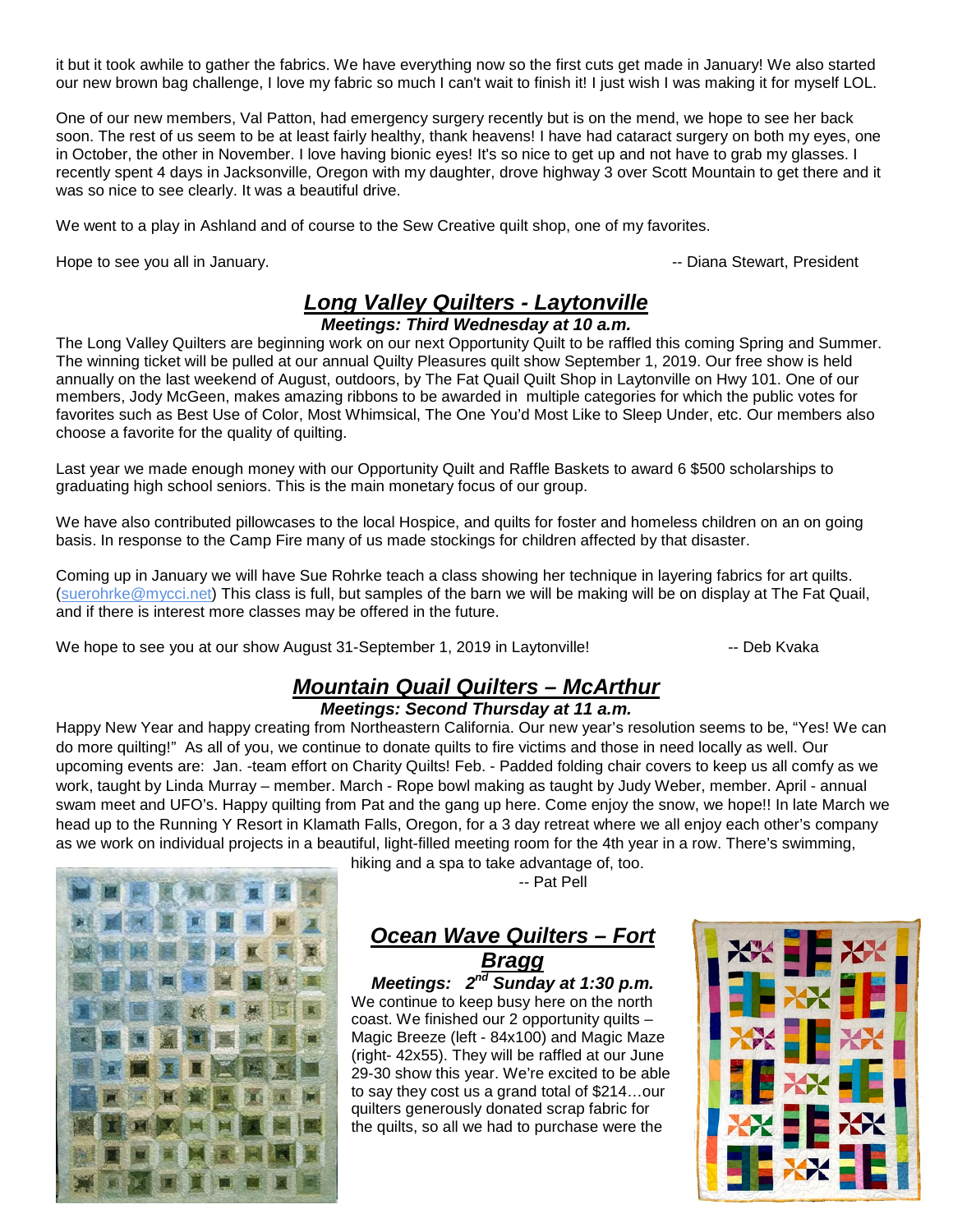it but it took awhile to gather the fabrics. We have everything now so the first cuts get made in January! We also started our new brown bag challenge, I love my fabric so much I can't wait to finish it! I just wish I was making it for myself LOL.

One of our new members, Val Patton, had emergency surgery recently but is on the mend, we hope to see her back soon. The rest of us seem to be at least fairly healthy, thank heavens! I have had cataract surgery on both my eyes, one in October, the other in November. I love having bionic eyes! It's so nice to get up and not have to grab my glasses. I recently spent 4 days in Jacksonville, Oregon with my daughter, drove highway 3 over Scott Mountain to get there and it was so nice to see clearly. It was a beautiful drive.

We went to a play in Ashland and of course to the Sew Creative quilt shop, one of my favorites.

Hope to see you all in January. -- Diana Stewart, President

## ***Long Valley Quilters - Laytonville***

***Meetings: Third Wednesday at 10 a.m.***

The Long Valley Quilters are beginning work on our next Opportunity Quilt to be raffled this coming Spring and Summer. The winning ticket will be pulled at our annual Quilty Pleasures quilt show September 1, 2019. Our free show is held annually on the last weekend of August, outdoors, by The Fat Quail Quilt Shop in Laytonville on Hwy 101. One of our members, Jody McGeen, makes amazing ribbons to be awarded in multiple categories for which the public votes for favorites such as Best Use of Color, Most Whimsical, The One You'd Most Like to Sleep Under, etc. Our members also choose a favorite for the quality of quilting.

Last year we made enough money with our Opportunity Quilt and Raffle Baskets to award 6 $500 scholarships to graduating high school seniors. This is the main monetary focus of our group.

We have also contributed pillowcases to the local Hospice, and quilts for foster and homeless children on an on going basis. In response to the Camp Fire many of us made stockings for children affected by that disaster.

Coming up in January we will have Sue Rohrke teach a class showing her technique in layering fabrics for art quilts. (suerohrke@mycci.net) This class is full, but samples of the barn we will be making will be on display at The Fat Quail, and if there is interest more classes may be offered in the future.

We hope to see you at our show August 31-September 1, 2019 in Laytonville! -- Deb Kvaka

## ***Mountain Quail Quilters – McArthur***

***Meetings: Second Thursday at 11 a.m.***

Happy New Year and happy creating from Northeastern California. Our new year's resolution seems to be, "Yes! We can do more quilting!" As all of you, we continue to donate quilts to fire victims and those in need locally as well. Our upcoming events are: Jan. -team effort on Charity Quilts! Feb. - Padded folding chair covers to keep us all comfy as we work, taught by Linda Murray – member. March - Rope bowl making as taught by Judy Weber, member. April - annual swam meet and UFO's. Happy quilting from Pat and the gang up here. Come enjoy the snow, we hope!! In late March we head up to the Running Y Resort in Klamath Falls, Oregon, for a 3 day retreat where we all enjoy each other's company as we work on individual projects in a beautiful, light-filled meeting room for the 4th year in a row. There's swimming, hiking and a spa to take advantage of, too.

-- Pat Pell

## ***Ocean Wave Quilters – Fort Bragg***

***Meetings: 2nd Sunday at 1:30 p.m.***

We continue to keep busy here on the north coast. We finished our 2 opportunity quilts – Magic Breeze (left - 84x100) and Magic Maze (right- 42x55). They will be raffled at our June 29-30 show this year. We're excited to be able to say they cost us a grand total of $214…our quilters generously donated scrap fabric for the quilts, so all we had to purchase were the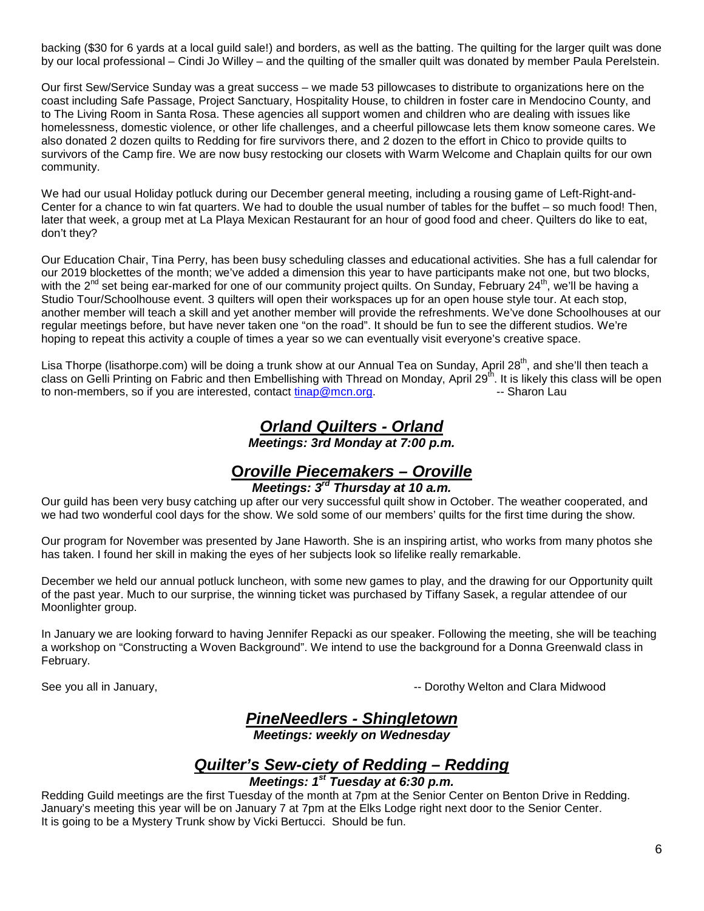backing ($30 for 6 yards at a local guild sale!) and borders, as well as the batting. The quilting for the larger quilt was done by our local professional – Cindi Jo Willey – and the quilting of the smaller quilt was donated by member Paula Perelstein.

Our first Sew/Service Sunday was a great success – we made 53 pillowcases to distribute to organizations here on the coast including Safe Passage, Project Sanctuary, Hospitality House, to children in foster care in Mendocino County, and to The Living Room in Santa Rosa. These agencies all support women and children who are dealing with issues like homelessness, domestic violence, or other life challenges, and a cheerful pillowcase lets them know someone cares. We also donated 2 dozen quilts to Redding for fire survivors there, and 2 dozen to the effort in Chico to provide quilts to survivors of the Camp fire. We are now busy restocking our closets with Warm Welcome and Chaplain quilts for our own community.

We had our usual Holiday potluck during our December general meeting, including a rousing game of Left-Right-and-Center for a chance to win fat quarters. We had to double the usual number of tables for the buffet – so much food! Then, later that week, a group met at La Playa Mexican Restaurant for an hour of good food and cheer. Quilters do like to eat, don't they?

Our Education Chair, Tina Perry, has been busy scheduling classes and educational activities. She has a full calendar for our 2019 blockettes of the month; we've added a dimension this year to have participants make not one, but two blocks, with the 2nd set being ear-marked for one of our community project quilts. On Sunday, February 24th, we'll be having a Studio Tour/Schoolhouse event. 3 quilters will open their workspaces up for an open house style tour. At each stop, another member will teach a skill and yet another member will provide the refreshments. We've done Schoolhouses at our regular meetings before, but have never taken one "on the road". It should be fun to see the different studios. We're hoping to repeat this activity a couple of times a year so we can eventually visit everyone's creative space.

Lisa Thorpe (lisathorpe.com) will be doing a trunk show at our Annual Tea on Sunday, April 28th, and she'll then teach a class on Gelli Printing on Fabric and then Embellishing with Thread on Monday, April 29th. It is likely this class will be open to non-members, so if you are interested, contact tinap@mcn.org. -- Sharon Lau

## ***Orland Quilters - Orland***

***Meetings: 3rd Monday at 7:00 p.m.***

## ***Oroville Piecemakers – Oroville***

***Meetings: 3rd Thursday at 10 a.m.***

Our guild has been very busy catching up after our very successful quilt show in October. The weather cooperated, and we had two wonderful cool days for the show. We sold some of our members' quilts for the first time during the show.

Our program for November was presented by Jane Haworth. She is an inspiring artist, who works from many photos she has taken. I found her skill in making the eyes of her subjects look so lifelike really remarkable.

December we held our annual potluck luncheon, with some new games to play, and the drawing for our Opportunity quilt of the past year. Much to our surprise, the winning ticket was purchased by Tiffany Sasek, a regular attendee of our Moonlighter group.

In January we are looking forward to having Jennifer Repacki as our speaker. Following the meeting, she will be teaching a workshop on "Constructing a Woven Background". We intend to use the background for a Donna Greenwald class in February.

See you all in January, -- Dorothy Welton and Clara Midwood

## ***PineNeedlers - Shingletown***

***Meetings: weekly on Wednesday***

## ***Quilter's Sew-ciety of Redding – Redding***

***Meetings: 1st Tuesday at 6:30 p.m.***

Redding Guild meetings are the first Tuesday of the month at 7pm at the Senior Center on Benton Drive in Redding. January's meeting this year will be on January 7 at 7pm at the Elks Lodge right next door to the Senior Center. It is going to be a Mystery Trunk show by Vicki Bertucci. Should be fun.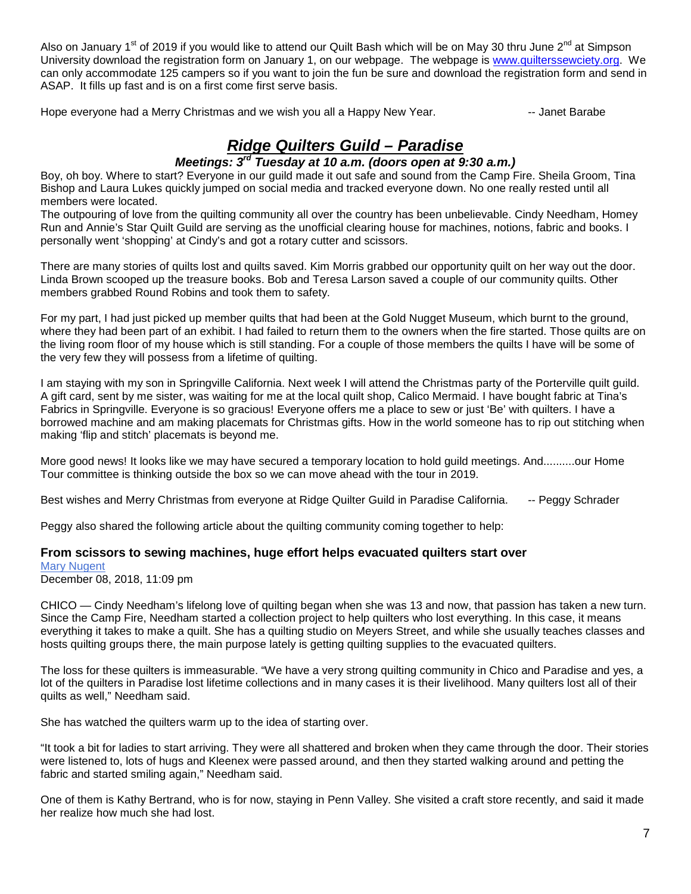Also on January 1st of 2019 if you would like to attend our Quilt Bash which will be on May 30 thru June 2nd at Simpson University download the registration form on January 1, on our webpage. The webpage is www.quilterssewciety.org. We can only accommodate 125 campers so if you want to join the fun be sure and download the registration form and send in ASAP. It fills up fast and is on a first come first serve basis.

Hope everyone had a Merry Christmas and we wish you all a Happy New Year. -- Janet Barabe

## *Ridge Quilters Guild – Paradise*

### *Meetings: 3rd Tuesday at 10 a.m. (doors open at 9:30 a.m.)*

Boy, oh boy. Where to start? Everyone in our guild made it out safe and sound from the Camp Fire. Sheila Groom, Tina Bishop and Laura Lukes quickly jumped on social media and tracked everyone down. No one really rested until all members were located.

The outpouring of love from the quilting community all over the country has been unbelievable. Cindy Needham, Homey Run and Annie's Star Quilt Guild are serving as the unofficial clearing house for machines, notions, fabric and books. I personally went 'shopping' at Cindy's and got a rotary cutter and scissors.

There are many stories of quilts lost and quilts saved. Kim Morris grabbed our opportunity quilt on her way out the door. Linda Brown scooped up the treasure books. Bob and Teresa Larson saved a couple of our community quilts. Other members grabbed Round Robins and took them to safety.

For my part, I had just picked up member quilts that had been at the Gold Nugget Museum, which burnt to the ground, where they had been part of an exhibit. I had failed to return them to the owners when the fire started. Those quilts are on the living room floor of my house which is still standing. For a couple of those members the quilts I have will be some of the very few they will possess from a lifetime of quilting.

I am staying with my son in Springville California. Next week I will attend the Christmas party of the Porterville quilt guild. A gift card, sent by me sister, was waiting for me at the local quilt shop, Calico Mermaid. I have bought fabric at Tina's Fabrics in Springville. Everyone is so gracious! Everyone offers me a place to sew or just 'Be' with quilters. I have a borrowed machine and am making placemats for Christmas gifts. How in the world someone has to rip out stitching when making 'flip and stitch' placemats is beyond me.

More good news! It looks like we may have secured a temporary location to hold guild meetings. And..........our Home Tour committee is thinking outside the box so we can move ahead with the tour in 2019.

Best wishes and Merry Christmas from everyone at Ridge Quilter Guild in Paradise California. -- Peggy Schrader

Peggy also shared the following article about the quilting community coming together to help:

### From scissors to sewing machines, huge effort helps evacuated quilters start over

Mary Nugent
December 08, 2018, 11:09 pm

CHICO — Cindy Needham's lifelong love of quilting began when she was 13 and now, that passion has taken a new turn. Since the Camp Fire, Needham started a collection project to help quilters who lost everything. In this case, it means everything it takes to make a quilt. She has a quilting studio on Meyers Street, and while she usually teaches classes and hosts quilting groups there, the main purpose lately is getting quilting supplies to the evacuated quilters.

The loss for these quilters is immeasurable. "We have a very strong quilting community in Chico and Paradise and yes, a lot of the quilters in Paradise lost lifetime collections and in many cases it is their livelihood. Many quilters lost all of their quilts as well," Needham said.

She has watched the quilters warm up to the idea of starting over.

"It took a bit for ladies to start arriving. They were all shattered and broken when they came through the door. Their stories were listened to, lots of hugs and Kleenex were passed around, and then they started walking around and petting the fabric and started smiling again," Needham said.

One of them is Kathy Bertrand, who is for now, staying in Penn Valley. She visited a craft store recently, and said it made her realize how much she had lost.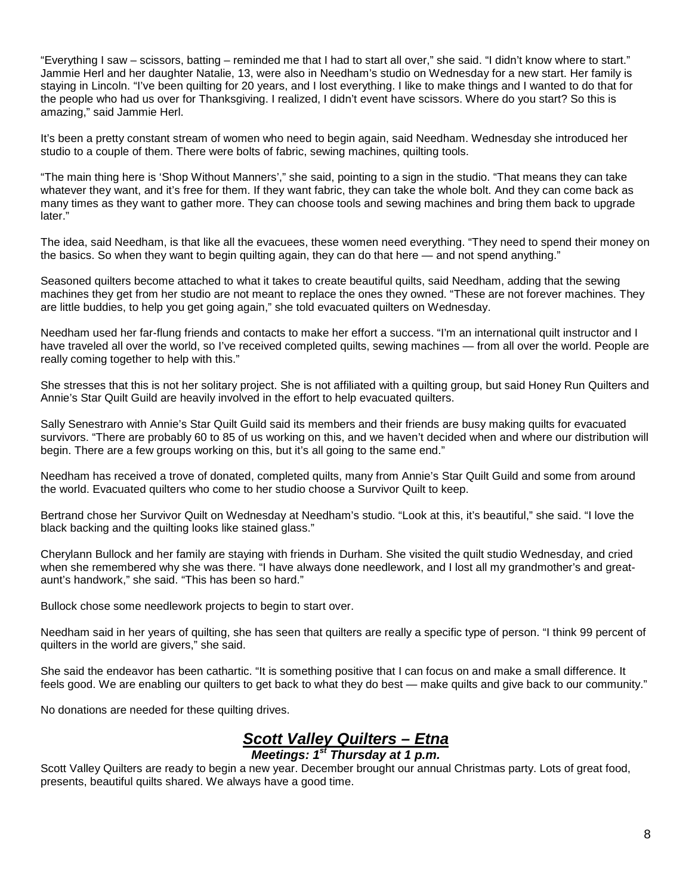"Everything I saw – scissors, batting – reminded me that I had to start all over," she said. "I didn't know where to start." Jammie Herl and her daughter Natalie, 13, were also in Needham's studio on Wednesday for a new start. Her family is staying in Lincoln. "I've been quilting for 20 years, and I lost everything. I like to make things and I wanted to do that for the people who had us over for Thanksgiving. I realized, I didn't event have scissors. Where do you start? So this is amazing," said Jammie Herl.

It's been a pretty constant stream of women who need to begin again, said Needham. Wednesday she introduced her studio to a couple of them. There were bolts of fabric, sewing machines, quilting tools.

"The main thing here is 'Shop Without Manners'," she said, pointing to a sign in the studio. "That means they can take whatever they want, and it's free for them. If they want fabric, they can take the whole bolt. And they can come back as many times as they want to gather more. They can choose tools and sewing machines and bring them back to upgrade later."

The idea, said Needham, is that like all the evacuees, these women need everything. "They need to spend their money on the basics. So when they want to begin quilting again, they can do that here — and not spend anything."

Seasoned quilters become attached to what it takes to create beautiful quilts, said Needham, adding that the sewing machines they get from her studio are not meant to replace the ones they owned. "These are not forever machines. They are little buddies, to help you get going again," she told evacuated quilters on Wednesday.

Needham used her far-flung friends and contacts to make her effort a success. "I'm an international quilt instructor and I have traveled all over the world, so I've received completed quilts, sewing machines — from all over the world. People are really coming together to help with this."

She stresses that this is not her solitary project. She is not affiliated with a quilting group, but said Honey Run Quilters and Annie's Star Quilt Guild are heavily involved in the effort to help evacuated quilters.

Sally Senestraro with Annie's Star Quilt Guild said its members and their friends are busy making quilts for evacuated survivors. "There are probably 60 to 85 of us working on this, and we haven't decided when and where our distribution will begin. There are a few groups working on this, but it's all going to the same end."

Needham has received a trove of donated, completed quilts, many from Annie's Star Quilt Guild and some from around the world. Evacuated quilters who come to her studio choose a Survivor Quilt to keep.

Bertrand chose her Survivor Quilt on Wednesday at Needham's studio. "Look at this, it's beautiful," she said. "I love the black backing and the quilting looks like stained glass."

Cherylann Bullock and her family are staying with friends in Durham. She visited the quilt studio Wednesday, and cried when she remembered why she was there. "I have always done needlework, and I lost all my grandmother's and great-aunt's handwork," she said. "This has been so hard."

Bullock chose some needlework projects to begin to start over.

Needham said in her years of quilting, she has seen that quilters are really a specific type of person. "I think 99 percent of quilters in the world are givers," she said.

She said the endeavor has been cathartic. "It is something positive that I can focus on and make a small difference. It feels good. We are enabling our quilters to get back to what they do best — make quilts and give back to our community."

No donations are needed for these quilting drives.

## ***Scott Valley Quilters – Etna***

***Meetings: 1st Thursday at 1 p.m.***

Scott Valley Quilters are ready to begin a new year. December brought our annual Christmas party. Lots of great food, presents, beautiful quilts shared. We always have a good time.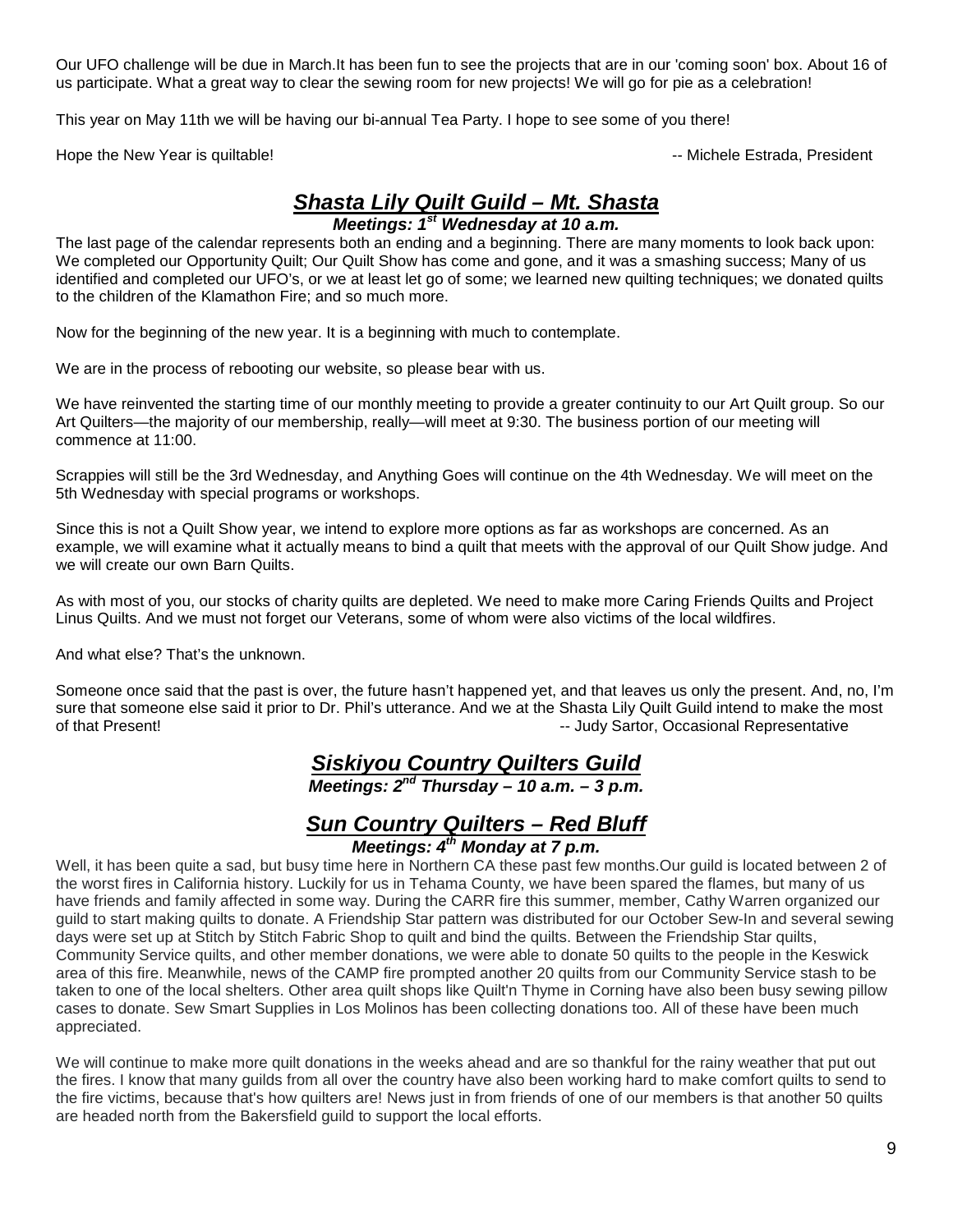Our UFO challenge will be due in March.It has been fun to see the projects that are in our 'coming soon' box. About 16 of us participate. What a great way to clear the sewing room for new projects! We will go for pie as a celebration!

This year on May 11th we will be having our bi-annual Tea Party. I hope to see some of you there!

Hope the New Year is quiltable! -- Michele Estrada, President

## *Shasta Lily Quilt Guild – Mt. Shasta*

***Meetings: 1st Wednesday at 10 a.m.***

The last page of the calendar represents both an ending and a beginning. There are many moments to look back upon: We completed our Opportunity Quilt; Our Quilt Show has come and gone, and it was a smashing success; Many of us identified and completed our UFO's, or we at least let go of some; we learned new quilting techniques; we donated quilts to the children of the Klamathon Fire; and so much more.

Now for the beginning of the new year. It is a beginning with much to contemplate.

We are in the process of rebooting our website, so please bear with us.

We have reinvented the starting time of our monthly meeting to provide a greater continuity to our Art Quilt group. So our Art Quilters—the majority of our membership, really—will meet at 9:30. The business portion of our meeting will commence at 11:00.

Scrappies will still be the 3rd Wednesday, and Anything Goes will continue on the 4th Wednesday. We will meet on the 5th Wednesday with special programs or workshops.

Since this is not a Quilt Show year, we intend to explore more options as far as workshops are concerned. As an example, we will examine what it actually means to bind a quilt that meets with the approval of our Quilt Show judge. And we will create our own Barn Quilts.

As with most of you, our stocks of charity quilts are depleted. We need to make more Caring Friends Quilts and Project Linus Quilts. And we must not forget our Veterans, some of whom were also victims of the local wildfires.

And what else? That's the unknown.

Someone once said that the past is over, the future hasn't happened yet, and that leaves us only the present. And, no, I'm sure that someone else said it prior to Dr. Phil's utterance. And we at the Shasta Lily Quilt Guild intend to make the most of that Present! -- Judy Sartor, Occasional Representative

## *Siskiyou Country Quilters Guild*

***Meetings: 2nd Thursday – 10 a.m. – 3 p.m.***

## *Sun Country Quilters – Red Bluff*

***Meetings: 4th Monday at 7 p.m.***

Well, it has been quite a sad, but busy time here in Northern CA these past few months.Our guild is located between 2 of the worst fires in California history. Luckily for us in Tehama County, we have been spared the flames, but many of us have friends and family affected in some way. During the CARR fire this summer, member, Cathy Warren organized our guild to start making quilts to donate. A Friendship Star pattern was distributed for our October Sew-In and several sewing days were set up at Stitch by Stitch Fabric Shop to quilt and bind the quilts. Between the Friendship Star quilts, Community Service quilts, and other member donations, we were able to donate 50 quilts to the people in the Keswick area of this fire. Meanwhile, news of the CAMP fire prompted another 20 quilts from our Community Service stash to be taken to one of the local shelters. Other area quilt shops like Quilt'n Thyme in Corning have also been busy sewing pillow cases to donate. Sew Smart Supplies in Los Molinos has been collecting donations too. All of these have been much appreciated.

We will continue to make more quilt donations in the weeks ahead and are so thankful for the rainy weather that put out the fires. I know that many guilds from all over the country have also been working hard to make comfort quilts to send to the fire victims, because that's how quilters are! News just in from friends of one of our members is that another 50 quilts are headed north from the Bakersfield guild to support the local efforts.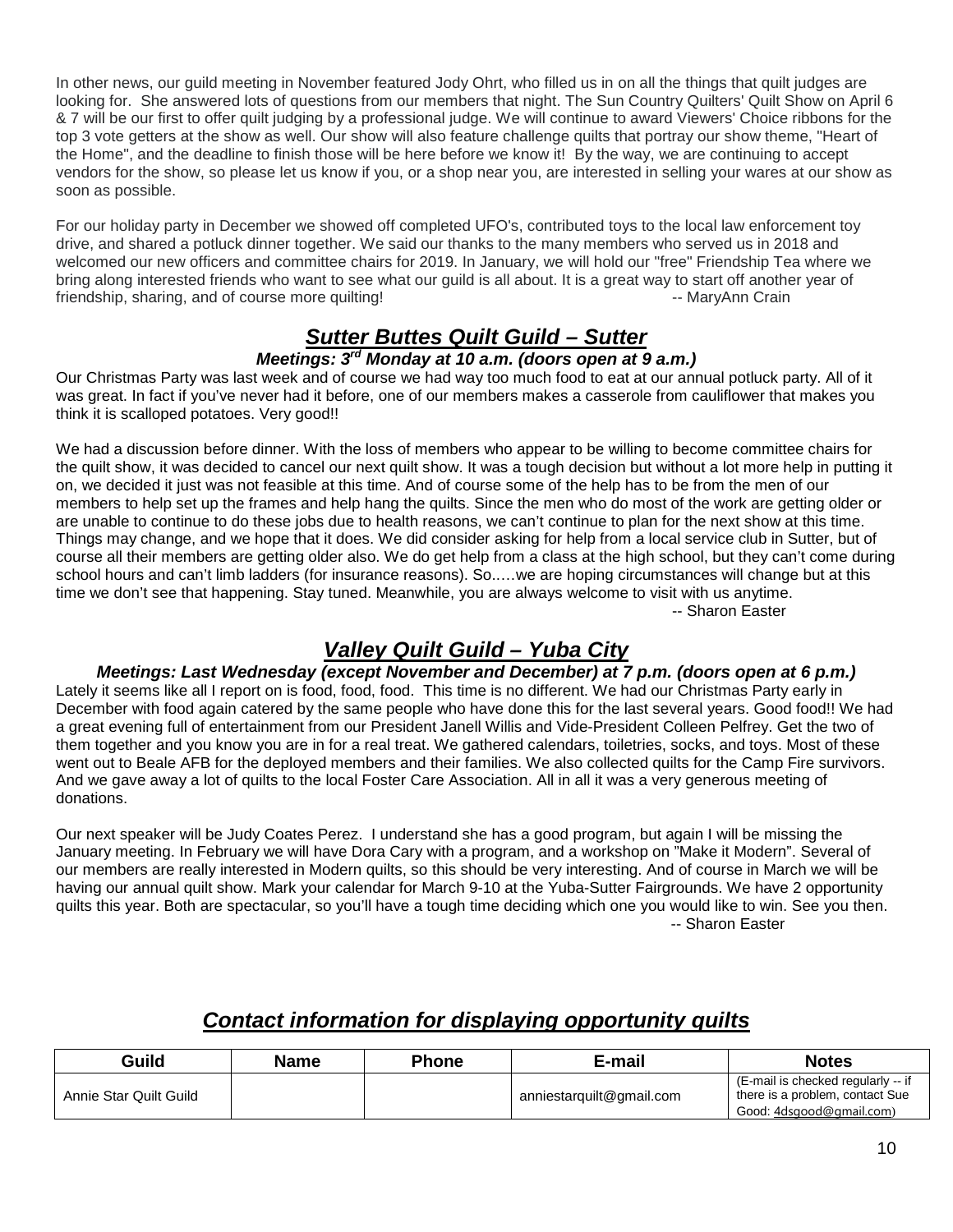In other news, our guild meeting in November featured Jody Ohrt, who filled us in on all the things that quilt judges are looking for. She answered lots of questions from our members that night. The Sun Country Quilters' Quilt Show on April 6 & 7 will be our first to offer quilt judging by a professional judge. We will continue to award Viewers' Choice ribbons for the top 3 vote getters at the show as well. Our show will also feature challenge quilts that portray our show theme, "Heart of the Home", and the deadline to finish those will be here before we know it! By the way, we are continuing to accept vendors for the show, so please let us know if you, or a shop near you, are interested in selling your wares at our show as soon as possible.

For our holiday party in December we showed off completed UFO's, contributed toys to the local law enforcement toy drive, and shared a potluck dinner together. We said our thanks to the many members who served us in 2018 and welcomed our new officers and committee chairs for 2019. In January, we will hold our "free" Friendship Tea where we bring along interested friends who want to see what our guild is all about. It is a great way to start off another year of friendship, sharing, and of course more quilting! -- MaryAnn Crain

## ***Sutter Buttes Quilt Guild – Sutter***

### ***Meetings: 3rd Monday at 10 a.m. (doors open at 9 a.m.)***

Our Christmas Party was last week and of course we had way too much food to eat at our annual potluck party. All of it was great. In fact if you've never had it before, one of our members makes a casserole from cauliflower that makes you think it is scalloped potatoes. Very good!!

We had a discussion before dinner. With the loss of members who appear to be willing to become committee chairs for the quilt show, it was decided to cancel our next quilt show. It was a tough decision but without a lot more help in putting it on, we decided it just was not feasible at this time. And of course some of the help has to be from the men of our members to help set up the frames and help hang the quilts. Since the men who do most of the work are getting older or are unable to continue to do these jobs due to health reasons, we can't continue to plan for the next show at this time. Things may change, and we hope that it does. We did consider asking for help from a local service club in Sutter, but of course all their members are getting older also. We do get help from a class at the high school, but they can't come during school hours and can't limb ladders (for insurance reasons). So.….we are hoping circumstances will change but at this time we don't see that happening. Stay tuned. Meanwhile, you are always welcome to visit with us anytime.

-- Sharon Easter

## ***Valley Quilt Guild – Yuba City***

### ***Meetings: Last Wednesday (except November and December) at 7 p.m. (doors open at 6 p.m.)***

Lately it seems like all I report on is food, food, food. This time is no different. We had our Christmas Party early in December with food again catered by the same people who have done this for the last several years. Good food!! We had a great evening full of entertainment from our President Janell Willis and Vide-President Colleen Pelfrey. Get the two of them together and you know you are in for a real treat. We gathered calendars, toiletries, socks, and toys. Most of these went out to Beale AFB for the deployed members and their families. We also collected quilts for the Camp Fire survivors. And we gave away a lot of quilts to the local Foster Care Association. All in all it was a very generous meeting of donations.

Our next speaker will be Judy Coates Perez. I understand she has a good program, but again I will be missing the January meeting. In February we will have Dora Cary with a program, and a workshop on "Make it Modern". Several of our members are really interested in Modern quilts, so this should be very interesting. And of course in March we will be having our annual quilt show. Mark your calendar for March 9-10 at the Yuba-Sutter Fairgrounds. We have 2 opportunity quilts this year. Both are spectacular, so you'll have a tough time deciding which one you would like to win. See you then.

-- Sharon Easter

## ***Contact information for displaying opportunity quilts***

| Guild | Name | Phone | E-mail | Notes |
|---|---|---|---|---|
| Annie Star Quilt Guild | | | anniestarquilt@gmail.com | (E-mail is checked regularly -- if there is a problem, contact Sue Good: 4dsgood@gmail.com) |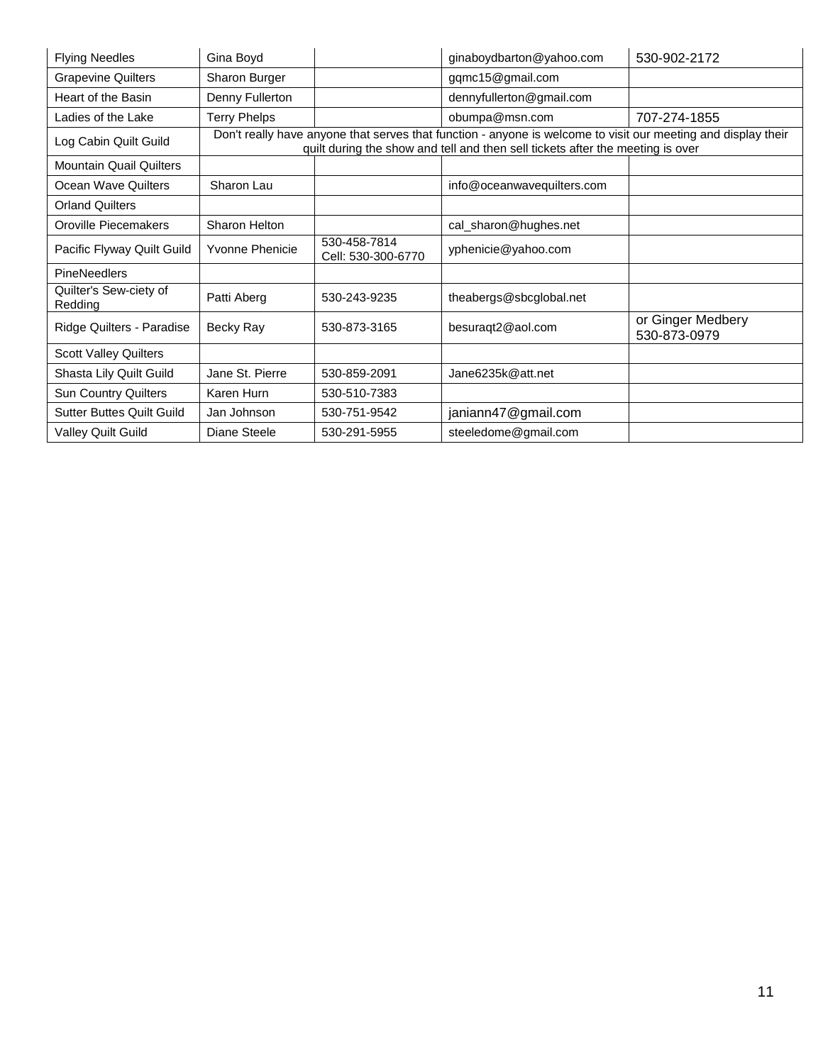| | | | | |
|---|---|---|---|---|
| Flying Needles | Gina Boyd | | ginaboydbarton@yahoo.com | 530-902-2172 |
| Grapevine Quilters | Sharon Burger | | gqmc15@gmail.com | |
| Heart of the Basin | Denny Fullerton | | dennyfullerton@gmail.com | |
| Ladies of the Lake | Terry Phelps | | obumpa@msn.com | 707-274-1855 |
| Log Cabin Quilt Guild | Don't really have anyone that serves that function - anyone is welcome to visit our meeting and display their quilt during the show and tell and then sell tickets after the meeting is over | | | |
| Mountain Quail Quilters | | | | |
| Ocean Wave Quilters | Sharon Lau | | info@oceanwavequilters.com | |
| Orland Quilters | | | | |
| Oroville Piecemakers | Sharon Helton | | cal_sharon@hughes.net | |
| Pacific Flyway Quilt Guild | Yvonne Phenicie | 530-458-7814 Cell: 530-300-6770 | yphenicie@yahoo.com | |
| PineNeedlers | | | | |
| Quilter's Sew-ciety of Redding | Patti Aberg | 530-243-9235 | theabergs@sbcglobal.net | |
| Ridge Quilters - Paradise | Becky Ray | 530-873-3165 | besuraqt2@aol.com | or Ginger Medbery 530-873-0979 |
| Scott Valley Quilters | | | | |
| Shasta Lily Quilt Guild | Jane St. Pierre | 530-859-2091 | Jane6235k@att.net | |
| Sun Country Quilters | Karen Hurn | 530-510-7383 | | |
| Sutter Buttes Quilt Guild | Jan Johnson | 530-751-9542 | janiann47@gmail.com | |
| Valley Quilt Guild | Diane Steele | 530-291-5955 | steeledome@gmail.com | |